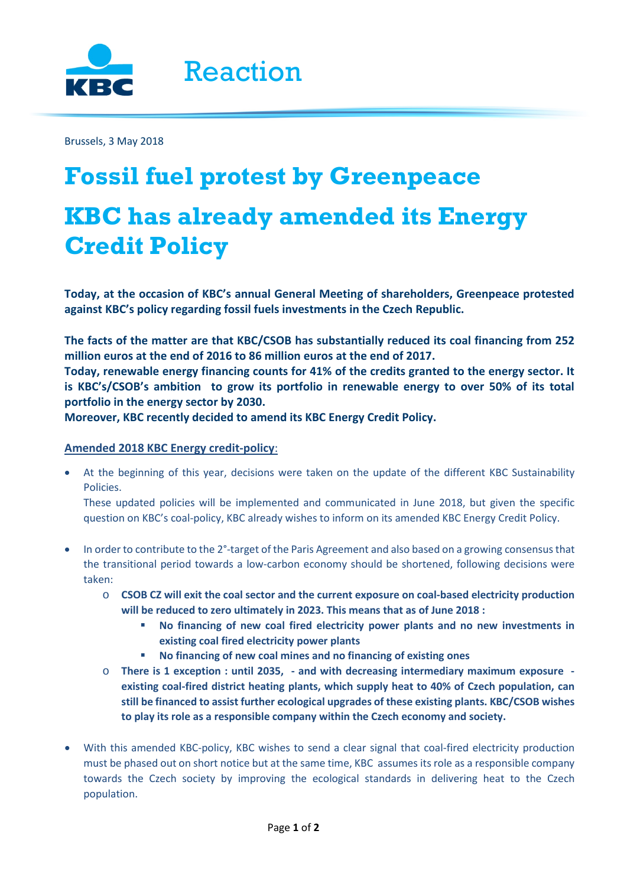# Reaction

Brussels, 3 May 2018

# Fossil fuel protest by Greenpeace

# KBC has already amended its Energy Credit Policy

**Today, at the occasion of KBC's annual General Meeting of shareholders, Greenpeace protested against KBC's policy regarding fossil fuels investments in the Czech Republic.**

**The facts of the matter are that KBC/CSOB has substantially reduced its coal financing from 252 million euros at the end of 2016 to 86 million euros at the end of 2017.**
**Today, renewable energy financing counts for 41% of the credits granted to the energy sector. It is KBC's/CSOB's ambition to grow its portfolio in renewable energy to over 50% of its total portfolio in the energy sector by 2030.**
**Moreover, KBC recently decided to amend its KBC Energy Credit Policy.**

**<u>Amended 2018 KBC Energy credit-policy</u>**:

- At the beginning of this year, decisions were taken on the update of the different KBC Sustainability Policies.
  These updated policies will be implemented and communicated in June 2018, but given the specific question on KBC's coal-policy, KBC already wishes to inform on its amended KBC Energy Credit Policy.

- In order to contribute to the 2°-target of the Paris Agreement and also based on a growing consensus that the transitional period towards a low-carbon economy should be shortened, following decisions were taken:
  - **CSOB CZ will exit the coal sector and the current exposure on coal-based electricity production will be reduced to zero ultimately in 2023. This means that as of June 2018 :**
    - **No financing of new coal fired electricity power plants and no new investments in existing coal fired electricity power plants**
    - **No financing of new coal mines and no financing of existing ones**
  - **There is 1 exception : until 2035, - and with decreasing intermediary maximum exposure - existing coal-fired district heating plants, which supply heat to 40% of Czech population, can still be financed to assist further ecological upgrades of these existing plants. KBC/CSOB wishes to play its role as a responsible company within the Czech economy and society.**

- With this amended KBC-policy, KBC wishes to send a clear signal that coal-fired electricity production must be phased out on short notice but at the same time, KBC assumes its role as a responsible company towards the Czech society by improving the ecological standards in delivering heat to the Czech population.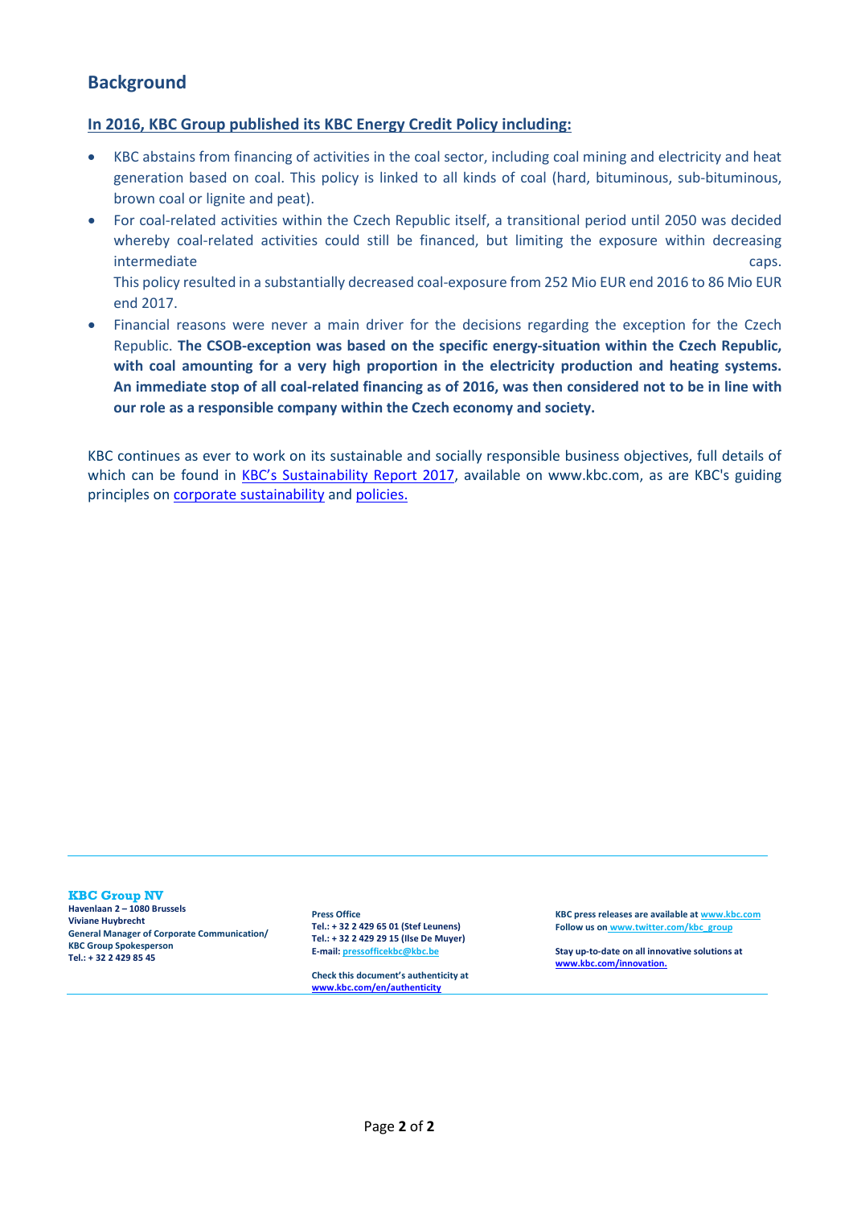## Background

**In 2016, KBC Group published its KBC Energy Credit Policy including:**

- KBC abstains from financing of activities in the coal sector, including coal mining and electricity and heat generation based on coal. This policy is linked to all kinds of coal (hard, bituminous, sub-bituminous, brown coal or lignite and peat).
- For coal-related activities within the Czech Republic itself, a transitional period until 2050 was decided whereby coal-related activities could still be financed, but limiting the exposure within decreasing intermediate caps.
  This policy resulted in a substantially decreased coal-exposure from 252 Mio EUR end 2016 to 86 Mio EUR end 2017.
- Financial reasons were never a main driver for the decisions regarding the exception for the Czech Republic. **The CSOB-exception was based on the specific energy-situation within the Czech Republic, with coal amounting for a very high proportion in the electricity production and heating systems. An immediate stop of all coal-related financing as of 2016, was then considered not to be in line with our role as a responsible company within the Czech economy and society.**

KBC continues as ever to work on its sustainable and socially responsible business objectives, full details of which can be found in KBC's Sustainability Report 2017, available on www.kbc.com, as are KBC's guiding principles on corporate sustainability and policies.

**KBC Group NV**
**Havenlaan 2 – 1080 Brussels**
**Viviane Huybrecht**
**General Manager of Corporate Communication/**
**KBC Group Spokesperson**
**Tel.: + 32 2 429 85 45**

**Press Office**
**Tel.: + 32 2 429 65 01 (Stef Leunens)**
**Tel.: + 32 2 429 29 15 (Ilse De Muyer)**
**E-mail: pressofficekbc@kbc.be**

**Check this document's authenticity at www.kbc.com/en/authenticity**

**KBC press releases are available at www.kbc.com**
**Follow us on www.twitter.com/kbc_group**

**Stay up-to-date on all innovative solutions at www.kbc.com/innovation.**